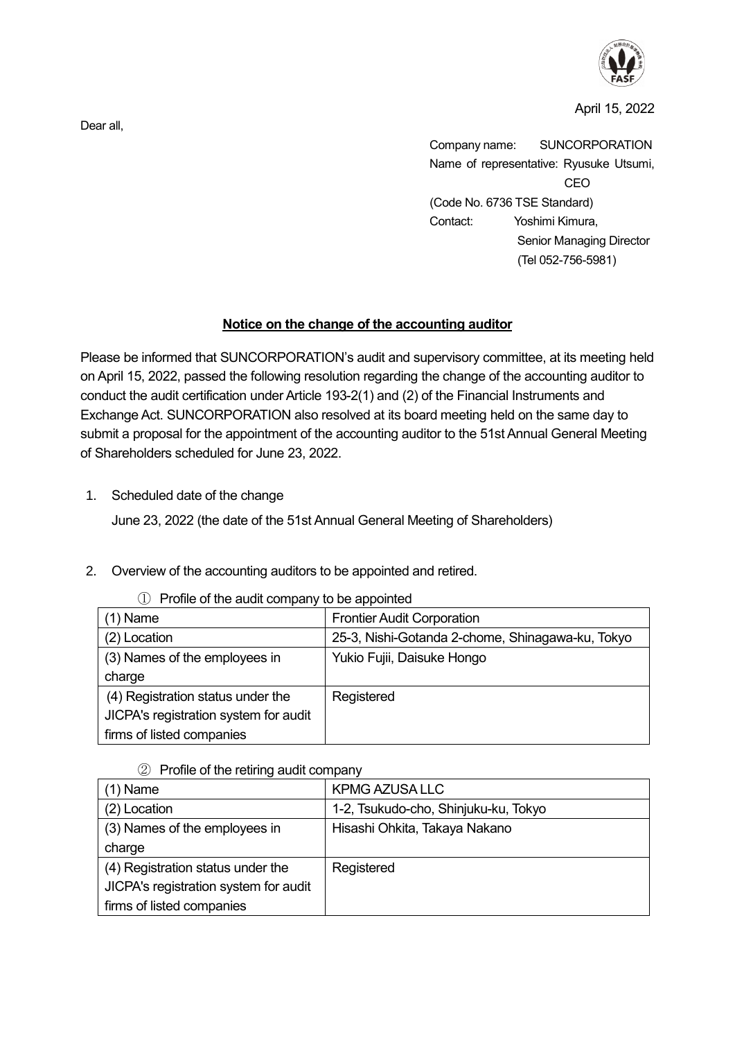April 15, 2022

Dear all,

Company name: SUNCORPORATION
Name of representative: Ryusuke Utsumi, CEO
(Code No. 6736 TSE Standard)
Contact: Yoshimi Kimura, Senior Managing Director
(Tel 052-756-5981)

## Notice on the change of the accounting auditor

Please be informed that SUNCORPORATION's audit and supervisory committee, at its meeting held on April 15, 2022, passed the following resolution regarding the change of the accounting auditor to conduct the audit certification under Article 193-2(1) and (2) of the Financial Instruments and Exchange Act. SUNCORPORATION also resolved at its board meeting held on the same day to submit a proposal for the appointment of the accounting auditor to the 51st Annual General Meeting of Shareholders scheduled for June 23, 2022.

1. Scheduled date of the change

   June 23, 2022 (the date of the 51st Annual General Meeting of Shareholders)

2. Overview of the accounting auditors to be appointed and retired.

① Profile of the audit company to be appointed

| (1) Name | Frontier Audit Corporation |
|---|---|
| (2) Location | 25-3, Nishi-Gotanda 2-chome, Shinagawa-ku, Tokyo |
| (3) Names of the employees in charge | Yukio Fujii, Daisuke Hongo |
| (4) Registration status under the JICPA's registration system for audit firms of listed companies | Registered |

② Profile of the retiring audit company

| (1) Name | KPMG AZUSA LLC |
|---|---|
| (2) Location | 1-2, Tsukudo-cho, Shinjuku-ku, Tokyo |
| (3) Names of the employees in charge | Hisashi Ohkita, Takaya Nakano |
| (4) Registration status under the JICPA's registration system for audit firms of listed companies | Registered |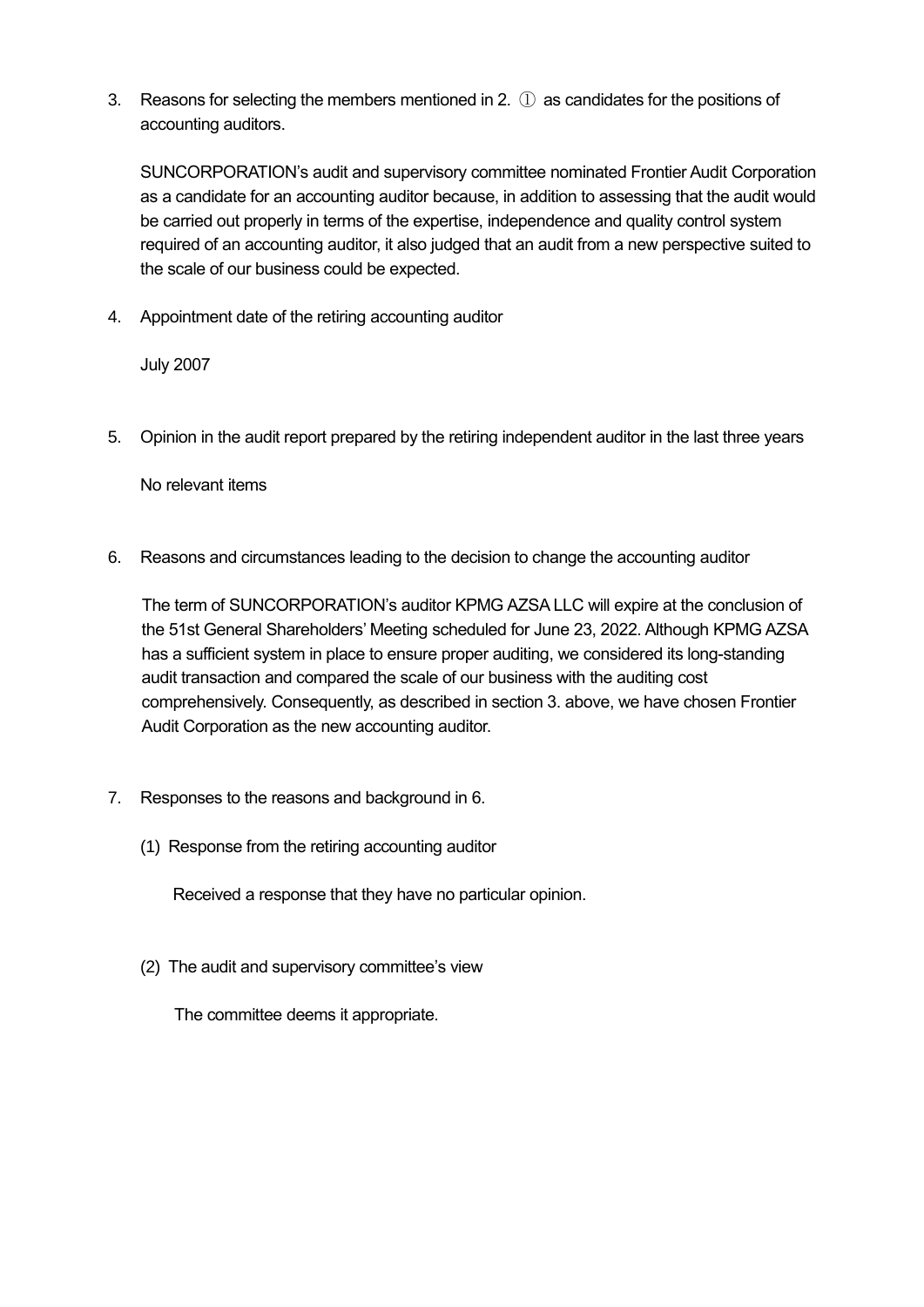3. Reasons for selecting the members mentioned in 2. ① as candidates for the positions of accounting auditors.

   SUNCORPORATION's audit and supervisory committee nominated Frontier Audit Corporation as a candidate for an accounting auditor because, in addition to assessing that the audit would be carried out properly in terms of the expertise, independence and quality control system required of an accounting auditor, it also judged that an audit from a new perspective suited to the scale of our business could be expected.

4. Appointment date of the retiring accounting auditor

   July 2007

5. Opinion in the audit report prepared by the retiring independent auditor in the last three years

   No relevant items

6. Reasons and circumstances leading to the decision to change the accounting auditor

   The term of SUNCORPORATION's auditor KPMG AZSA LLC will expire at the conclusion of the 51st General Shareholders' Meeting scheduled for June 23, 2022. Although KPMG AZSA has a sufficient system in place to ensure proper auditing, we considered its long-standing audit transaction and compared the scale of our business with the auditing cost comprehensively. Consequently, as described in section 3. above, we have chosen Frontier Audit Corporation as the new accounting auditor.

7. Responses to the reasons and background in 6.

   (1) Response from the retiring accounting auditor

   Received a response that they have no particular opinion.

   (2) The audit and supervisory committee's view

   The committee deems it appropriate.